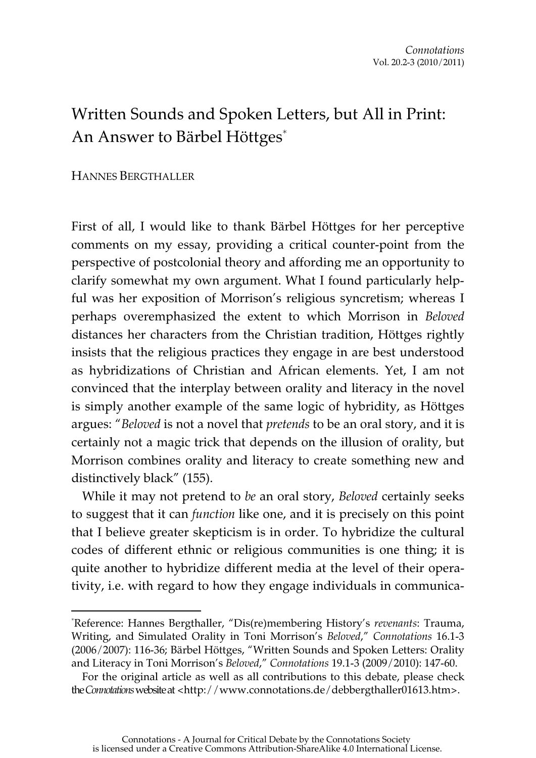# Written Sounds and Spoken Letters, but All in Print: An Answer to Bärbel Höttges[*]

HANNES BERGTHALLER

First of all, I would like to thank Bärbel Höttges for her perceptive comments on my essay, providing a critical counter-point from the perspective of postcolonial theory and affording me an opportunity to clarify somewhat my own argument. What I found particularly helpful was her exposition of Morrison's religious syncretism; whereas I perhaps overemphasized the extent to which Morrison in *Beloved* distances her characters from the Christian tradition, Höttges rightly insists that the religious practices they engage in are best understood as hybridizations of Christian and African elements. Yet, I am not convinced that the interplay between orality and literacy in the novel is simply another example of the same logic of hybridity, as Höttges argues: "*Beloved* is not a novel that *pretends* to be an oral story, and it is certainly not a magic trick that depends on the illusion of orality, but Morrison combines orality and literacy to create something new and distinctively black" (155).

While it may not pretend to *be* an oral story, *Beloved* certainly seeks to suggest that it can *function* like one, and it is precisely on this point that I believe greater skepticism is in order. To hybridize the cultural codes of different ethnic or religious communities is one thing; it is quite another to hybridize different media at the level of their operativity, i.e. with regard to how they engage individuals in communica-

---

[*]Reference: Hannes Bergthaller, "Dis(re)membering History's *revenants*: Trauma, Writing, and Simulated Orality in Toni Morrison's *Beloved*," *Connotations* 16.1-3 (2006/2007): 116-36; Bärbel Höttges, "Written Sounds and Spoken Letters: Orality and Literacy in Toni Morrison's *Beloved*," *Connotations* 19.1-3 (2009/2010): 147-60.

For the original article as well as all contributions to this debate, please check the *Connotations* website at <http://www.connotations.de/debbergthaller01613.htm>.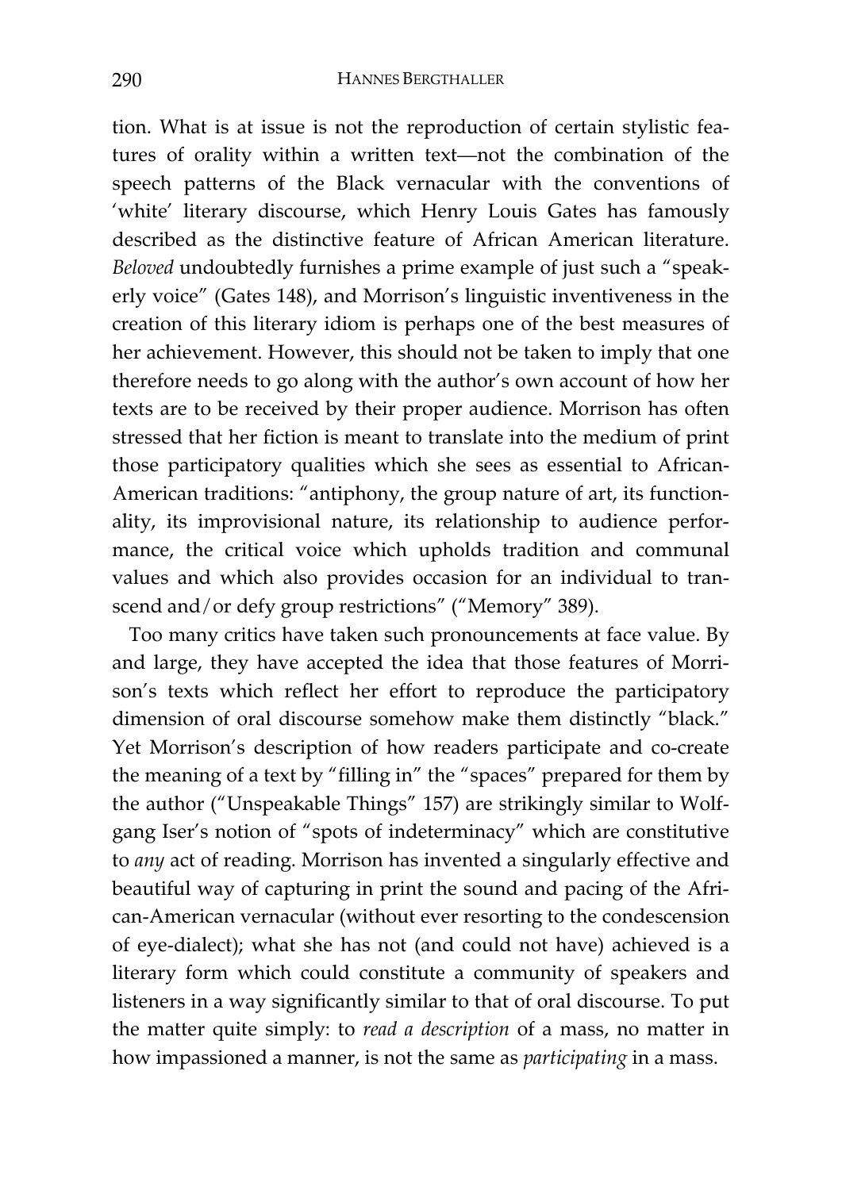tion. What is at issue is not the reproduction of certain stylistic features of orality within a written text—not the combination of the speech patterns of the Black vernacular with the conventions of 'white' literary discourse, which Henry Louis Gates has famously described as the distinctive feature of African American literature. *Beloved* undoubtedly furnishes a prime example of just such a "speakerly voice" (Gates 148), and Morrison's linguistic inventiveness in the creation of this literary idiom is perhaps one of the best measures of her achievement. However, this should not be taken to imply that one therefore needs to go along with the author's own account of how her texts are to be received by their proper audience. Morrison has often stressed that her fiction is meant to translate into the medium of print those participatory qualities which she sees as essential to African-American traditions: "antiphony, the group nature of art, its functionality, its improvisional nature, its relationship to audience performance, the critical voice which upholds tradition and communal values and which also provides occasion for an individual to transcend and/or defy group restrictions" ("Memory" 389).

Too many critics have taken such pronouncements at face value. By and large, they have accepted the idea that those features of Morrison's texts which reflect her effort to reproduce the participatory dimension of oral discourse somehow make them distinctly "black." Yet Morrison's description of how readers participate and co-create the meaning of a text by "filling in" the "spaces" prepared for them by the author ("Unspeakable Things" 157) are strikingly similar to Wolfgang Iser's notion of "spots of indeterminacy" which are constitutive to *any* act of reading. Morrison has invented a singularly effective and beautiful way of capturing in print the sound and pacing of the African-American vernacular (without ever resorting to the condescension of eye-dialect); what she has not (and could not have) achieved is a literary form which could constitute a community of speakers and listeners in a way significantly similar to that of oral discourse. To put the matter quite simply: to *read a description* of a mass, no matter in how impassioned a manner, is not the same as *participating* in a mass.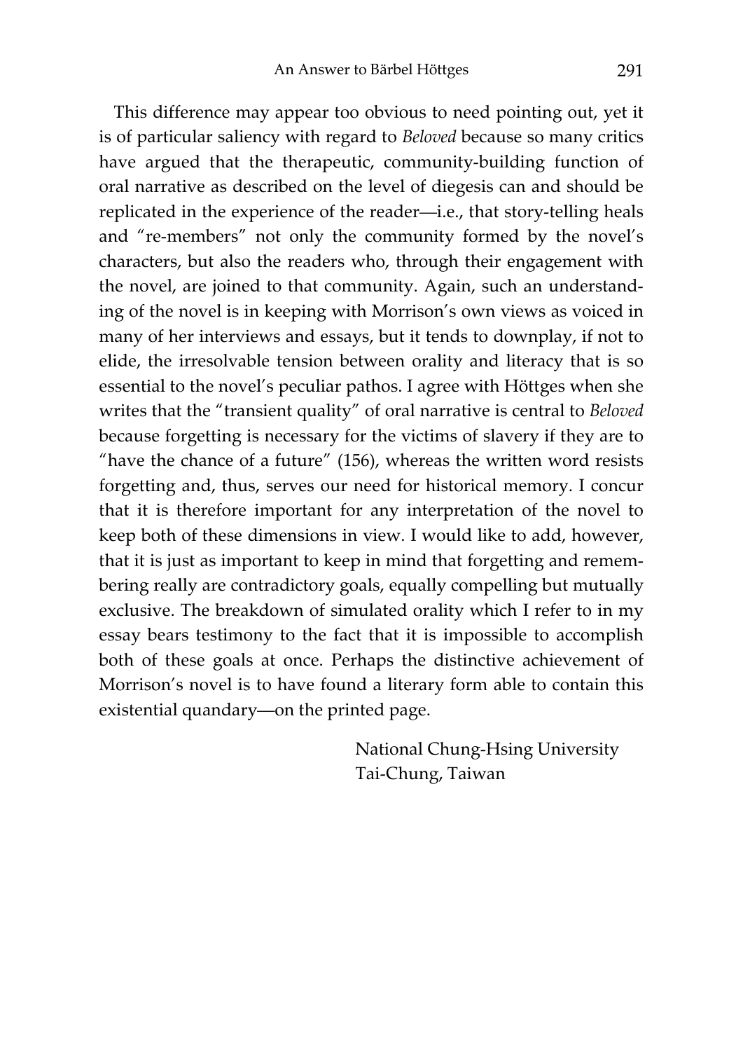This difference may appear too obvious to need pointing out, yet it is of particular saliency with regard to *Beloved* because so many critics have argued that the therapeutic, community-building function of oral narrative as described on the level of diegesis can and should be replicated in the experience of the reader—i.e., that story-telling heals and "re-members" not only the community formed by the novel's characters, but also the readers who, through their engagement with the novel, are joined to that community. Again, such an understanding of the novel is in keeping with Morrison's own views as voiced in many of her interviews and essays, but it tends to downplay, if not to elide, the irresolvable tension between orality and literacy that is so essential to the novel's peculiar pathos. I agree with Höttges when she writes that the "transient quality" of oral narrative is central to *Beloved* because forgetting is necessary for the victims of slavery if they are to "have the chance of a future" (156), whereas the written word resists forgetting and, thus, serves our need for historical memory. I concur that it is therefore important for any interpretation of the novel to keep both of these dimensions in view. I would like to add, however, that it is just as important to keep in mind that forgetting and remembering really are contradictory goals, equally compelling but mutually exclusive. The breakdown of simulated orality which I refer to in my essay bears testimony to the fact that it is impossible to accomplish both of these goals at once. Perhaps the distinctive achievement of Morrison's novel is to have found a literary form able to contain this existential quandary—on the printed page.

National Chung-Hsing University
Tai-Chung, Taiwan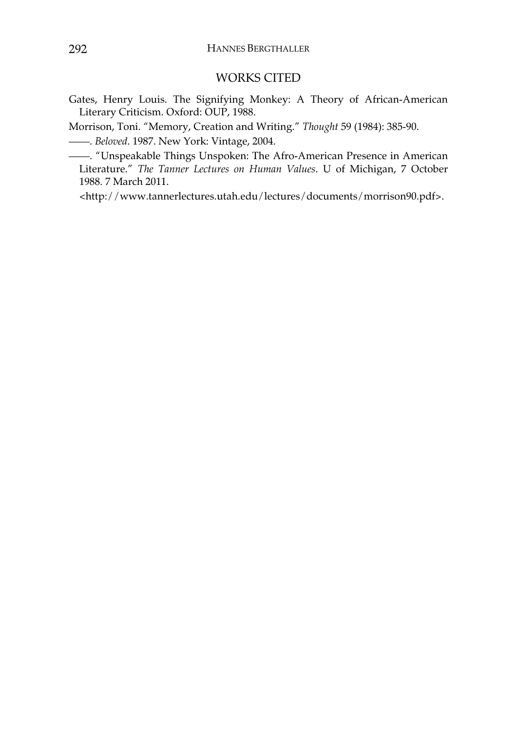## WORKS CITED

Gates, Henry Louis. The Signifying Monkey: A Theory of African-American Literary Criticism. Oxford: OUP, 1988.

Morrison, Toni. "Memory, Creation and Writing." *Thought* 59 (1984): 385-90.

——. *Beloved*. 1987. New York: Vintage, 2004.

——. "Unspeakable Things Unspoken: The Afro-American Presence in American Literature." *The Tanner Lectures on Human Values*. U of Michigan, 7 October 1988. 7 March 2011.

<http://www.tannerlectures.utah.edu/lectures/documents/morrison90.pdf>.